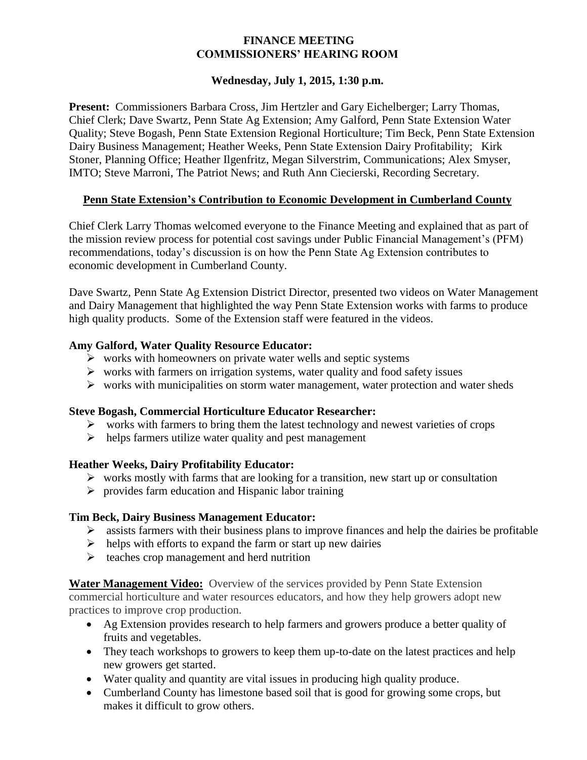**FINANCE MEETING**
**COMMISSIONERS' HEARING ROOM**

**Wednesday, July 1, 2015, 1:30 p.m.**

**Present:** Commissioners Barbara Cross, Jim Hertzler and Gary Eichelberger; Larry Thomas, Chief Clerk; Dave Swartz, Penn State Ag Extension; Amy Galford, Penn State Extension Water Quality; Steve Bogash, Penn State Extension Regional Horticulture; Tim Beck, Penn State Extension Dairy Business Management; Heather Weeks, Penn State Extension Dairy Profitability; Kirk Stoner, Planning Office; Heather Ilgenfritz, Megan Silverstrim, Communications; Alex Smyser, IMTO; Steve Marroni, The Patriot News; and Ruth Ann Ciecierski, Recording Secretary.

## Penn State Extension's Contribution to Economic Development in Cumberland County

Chief Clerk Larry Thomas welcomed everyone to the Finance Meeting and explained that as part of the mission review process for potential cost savings under Public Financial Management's (PFM) recommendations, today's discussion is on how the Penn State Ag Extension contributes to economic development in Cumberland County.

Dave Swartz, Penn State Ag Extension District Director, presented two videos on Water Management and Dairy Management that highlighted the way Penn State Extension works with farms to produce high quality products. Some of the Extension staff were featured in the videos.

**Amy Galford, Water Quality Resource Educator:**

- works with homeowners on private water wells and septic systems
- works with farmers on irrigation systems, water quality and food safety issues
- works with municipalities on storm water management, water protection and water sheds

**Steve Bogash, Commercial Horticulture Educator Researcher:**

- works with farmers to bring them the latest technology and newest varieties of crops
- helps farmers utilize water quality and pest management

**Heather Weeks, Dairy Profitability Educator:**

- works mostly with farms that are looking for a transition, new start up or consultation
- provides farm education and Hispanic labor training

**Tim Beck, Dairy Business Management Educator:**

- assists farmers with their business plans to improve finances and help the dairies be profitable
- helps with efforts to expand the farm or start up new dairies
- teaches crop management and herd nutrition

**Water Management Video:** Overview of the services provided by Penn State Extension commercial horticulture and water resources educators, and how they help growers adopt new practices to improve crop production.

- Ag Extension provides research to help farmers and growers produce a better quality of fruits and vegetables.
- They teach workshops to growers to keep them up-to-date on the latest practices and help new growers get started.
- Water quality and quantity are vital issues in producing high quality produce.
- Cumberland County has limestone based soil that is good for growing some crops, but makes it difficult to grow others.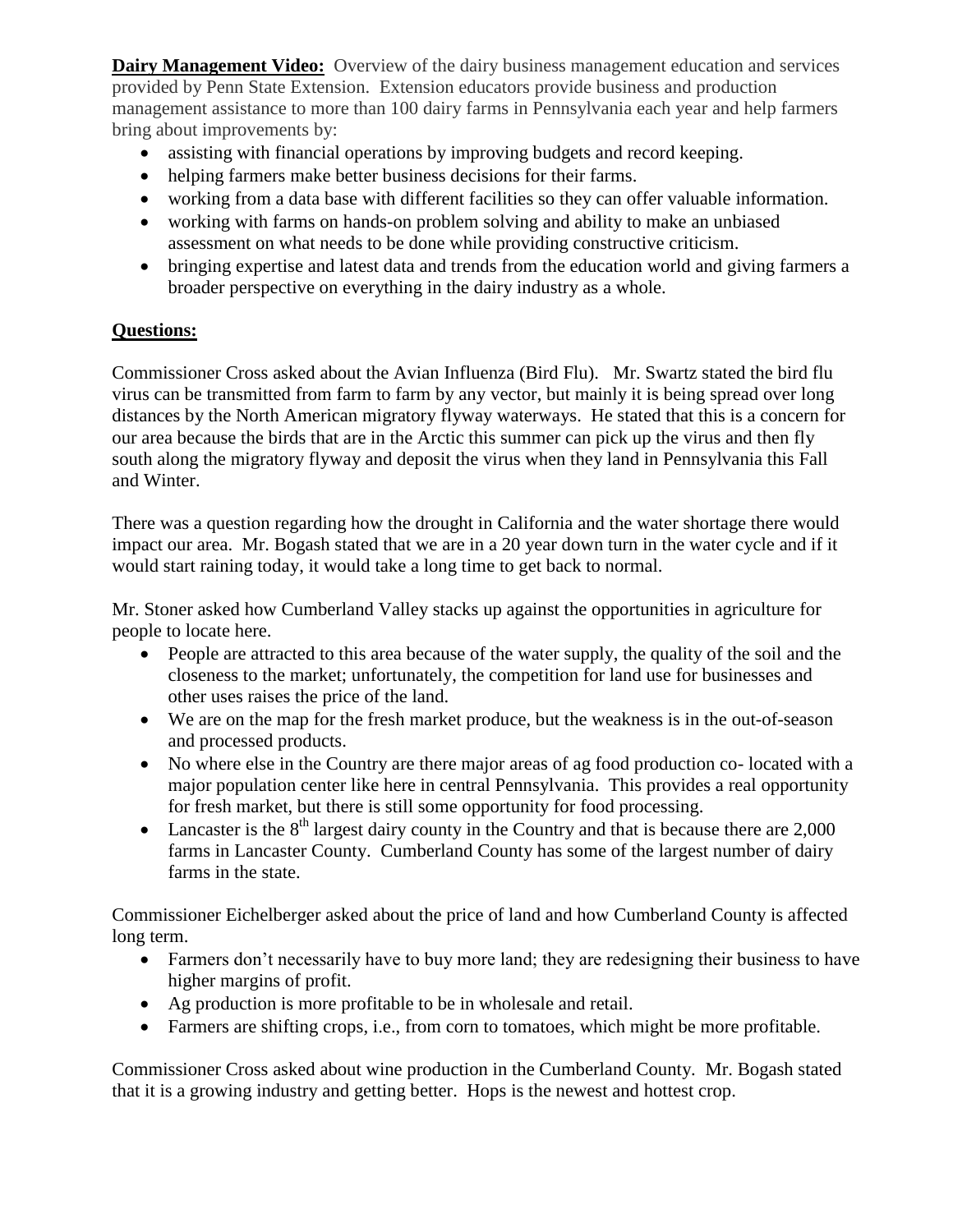**Dairy Management Video:** Overview of the dairy business management education and services provided by Penn State Extension. Extension educators provide business and production management assistance to more than 100 dairy farms in Pennsylvania each year and help farmers bring about improvements by:

- assisting with financial operations by improving budgets and record keeping.
- helping farmers make better business decisions for their farms.
- working from a data base with different facilities so they can offer valuable information.
- working with farms on hands-on problem solving and ability to make an unbiased assessment on what needs to be done while providing constructive criticism.
- bringing expertise and latest data and trends from the education world and giving farmers a broader perspective on everything in the dairy industry as a whole.

**Questions:**

Commissioner Cross asked about the Avian Influenza (Bird Flu). Mr. Swartz stated the bird flu virus can be transmitted from farm to farm by any vector, but mainly it is being spread over long distances by the North American migratory flyway waterways. He stated that this is a concern for our area because the birds that are in the Arctic this summer can pick up the virus and then fly south along the migratory flyway and deposit the virus when they land in Pennsylvania this Fall and Winter.

There was a question regarding how the drought in California and the water shortage there would impact our area. Mr. Bogash stated that we are in a 20 year down turn in the water cycle and if it would start raining today, it would take a long time to get back to normal.

Mr. Stoner asked how Cumberland Valley stacks up against the opportunities in agriculture for people to locate here.

- People are attracted to this area because of the water supply, the quality of the soil and the closeness to the market; unfortunately, the competition for land use for businesses and other uses raises the price of the land.
- We are on the map for the fresh market produce, but the weakness is in the out-of-season and processed products.
- No where else in the Country are there major areas of ag food production co- located with a major population center like here in central Pennsylvania. This provides a real opportunity for fresh market, but there is still some opportunity for food processing.
- Lancaster is the 8th largest dairy county in the Country and that is because there are 2,000 farms in Lancaster County. Cumberland County has some of the largest number of dairy farms in the state.

Commissioner Eichelberger asked about the price of land and how Cumberland County is affected long term.

- Farmers don't necessarily have to buy more land; they are redesigning their business to have higher margins of profit.
- Ag production is more profitable to be in wholesale and retail.
- Farmers are shifting crops, i.e., from corn to tomatoes, which might be more profitable.

Commissioner Cross asked about wine production in the Cumberland County. Mr. Bogash stated that it is a growing industry and getting better. Hops is the newest and hottest crop.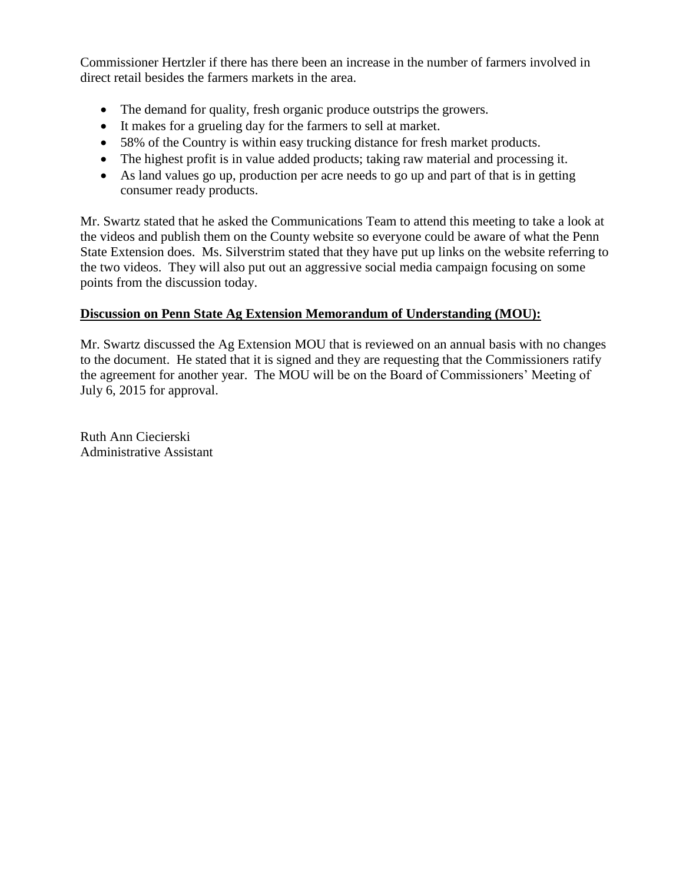Commissioner Hertzler if there has there been an increase in the number of farmers involved in direct retail besides the farmers markets in the area.

- The demand for quality, fresh organic produce outstrips the growers.
- It makes for a grueling day for the farmers to sell at market.
- 58% of the Country is within easy trucking distance for fresh market products.
- The highest profit is in value added products; taking raw material and processing it.
- As land values go up, production per acre needs to go up and part of that is in getting consumer ready products.

Mr. Swartz stated that he asked the Communications Team to attend this meeting to take a look at the videos and publish them on the County website so everyone could be aware of what the Penn State Extension does. Ms. Silverstrim stated that they have put up links on the website referring to the two videos. They will also put out an aggressive social media campaign focusing on some points from the discussion today.

**Discussion on Penn State Ag Extension Memorandum of Understanding (MOU):**

Mr. Swartz discussed the Ag Extension MOU that is reviewed on an annual basis with no changes to the document. He stated that it is signed and they are requesting that the Commissioners ratify the agreement for another year. The MOU will be on the Board of Commissioners' Meeting of July 6, 2015 for approval.

Ruth Ann Ciecierski
Administrative Assistant